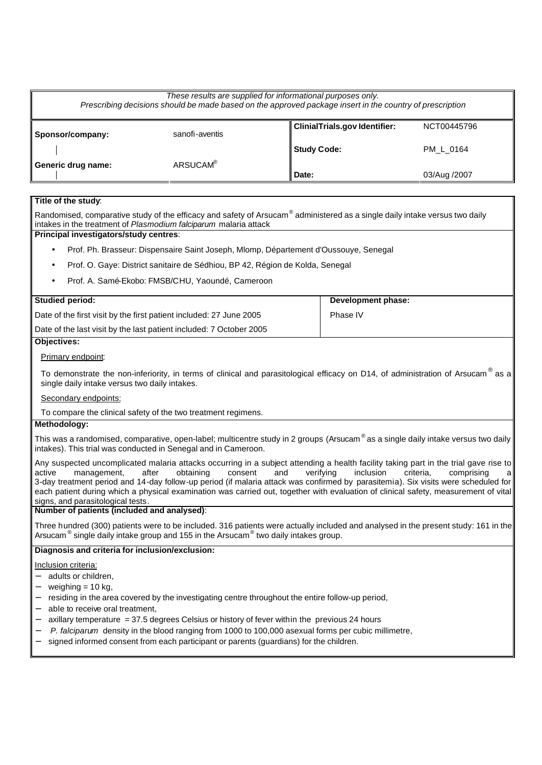*These results are supplied for informational purposes only.*
*Prescribing decisions should be made based on the approved package insert in the country of prescription*

| | | | |
|---|---|---|---|
| **Sponsor/company:** | sanofi-aventis | **ClinialTrials.gov Identifier:** | NCT00445796 |
| | | **Study Code:** | PM_L_0164 |
| **Generic drug name:** | ARSUCAM® | **Date:** | 03/Aug /2007 |

**Title of the study**:

Randomised, comparative study of the efficacy and safety of Arsucam® administered as a single daily intake versus two daily intakes in the treatment of *Plasmodium falciparum* malaria attack

**Principal investigators/study centres**:

- Prof. Ph. Brasseur: Dispensaire Saint Joseph, Mlomp, Département d'Oussouye, Senegal
- Prof. O. Gaye: District sanitaire de Sédhiou, BP 42, Région de Kolda, Senegal
- Prof. A. Samé-Ekobo: FMSB/CHU, Yaoundé, Cameroon

| **Studied period:** | **Development phase:** |
|---|---|
| Date of the first visit by the first patient included: 27 June 2005 | Phase IV |
| Date of the last visit by the last patient included: 7 October 2005 | |

**Objectives:**

Primary endpoint:

To demonstrate the non-inferiority, in terms of clinical and parasitological efficacy on D14, of administration of Arsucam® as a single daily intake versus two daily intakes.

Secondary endpoints:

To compare the clinical safety of the two treatment regimens.

**Methodology:**

This was a randomised, comparative, open-label; multicentre study in 2 groups (Arsucam® as a single daily intake versus two daily intakes). This trial was conducted in Senegal and in Cameroon.

Any suspected uncomplicated malaria attacks occurring in a subject attending a health facility taking part in the trial gave rise to active management, after obtaining consent and verifying inclusion criteria, comprising a 3-day treatment period and 14-day follow-up period (if malaria attack was confirmed by parasitemia). Six visits were scheduled for each patient during which a physical examination was carried out, together with evaluation of clinical safety, measurement of vital signs, and parasitological tests.

**Number of patients (included and analysed)**:

Three hundred (300) patients were to be included. 316 patients were actually included and analysed in the present study: 161 in the Arsucam® single daily intake group and 155 in the Arsucam® two daily intakes group.

**Diagnosis and criteria for inclusion/exclusion:**

Inclusion criteria:

- adults or children,
- weighing = 10 kg,
- residing in the area covered by the investigating centre throughout the entire follow-up period,
- able to receive oral treatment,
- axillary temperature = 37.5 degrees Celsius or history of fever within the previous 24 hours
- *P. falciparum* density in the blood ranging from 1000 to 100,000 asexual forms per cubic millimetre,
- signed informed consent from each participant or parents (guardians) for the children.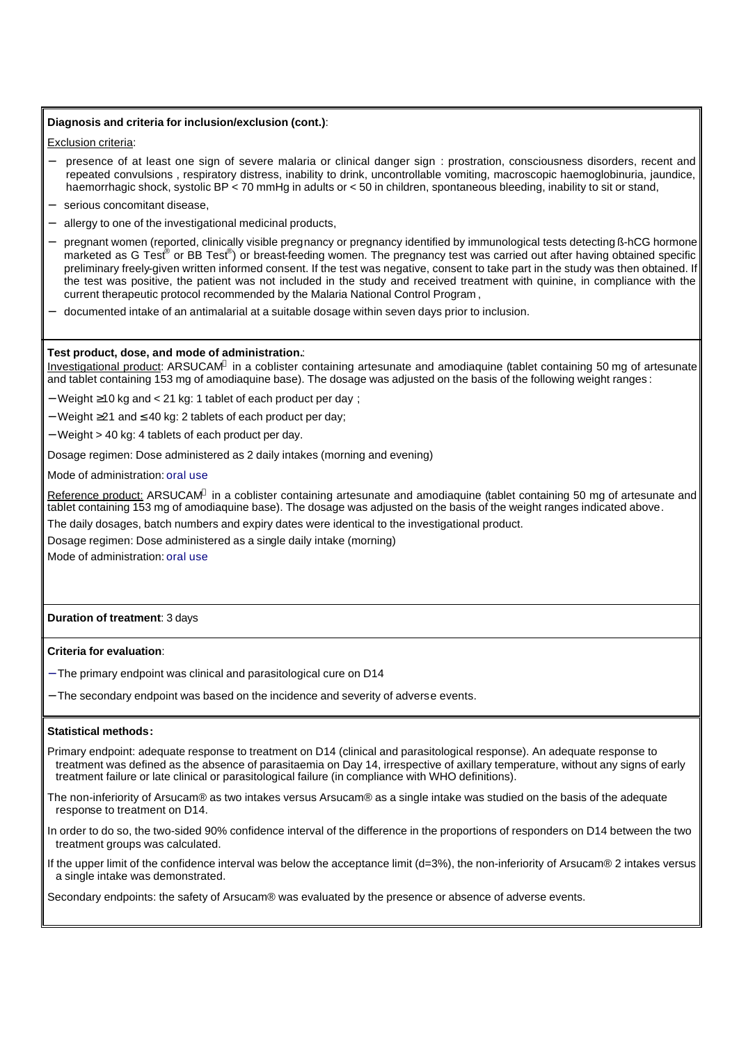**Diagnosis and criteria for inclusion/exclusion (cont.)**:

Exclusion criteria:

- presence of at least one sign of severe malaria or clinical danger sign : prostration, consciousness disorders, recent and repeated convulsions , respiratory distress, inability to drink, uncontrollable vomiting, macroscopic haemoglobinuria, jaundice, haemorrhagic shock, systolic BP < 70 mmHg in adults or < 50 in children, spontaneous bleeding, inability to sit or stand,
- serious concomitant disease,
- allergy to one of the investigational medicinal products,
- pregnant women (reported, clinically visible pregnancy or pregnancy identified by immunological tests detecting ß-hCG hormone marketed as G Test® or BB Test®) or breast-feeding women. The pregnancy test was carried out after having obtained specific preliminary freely-given written informed consent. If the test was negative, consent to take part in the study was then obtained. If the test was positive, the patient was not included in the study and received treatment with quinine, in compliance with the current therapeutic protocol recommended by the Malaria National Control Program ,
- documented intake of an antimalarial at a suitable dosage within seven days prior to inclusion.

**Test product, dose, and mode of administration.**:

Investigational product: ARSUCAM® in a coblister containing artesunate and amodiaquine (tablet containing 50 mg of artesunate and tablet containing 153 mg of amodiaquine base). The dosage was adjusted on the basis of the following weight ranges :

- Weight ≥10 kg and < 21 kg: 1 tablet of each product per day ;
- Weight ≥21 and ≤ 40 kg: 2 tablets of each product per day;
- Weight > 40 kg: 4 tablets of each product per day.

Dosage regimen: Dose administered as 2 daily intakes (morning and evening)

Mode of administration: oral use

Reference product: ARSUCAM® in a coblister containing artesunate and amodiaquine (tablet containing 50 mg of artesunate and tablet containing 153 mg of amodiaquine base). The dosage was adjusted on the basis of the weight ranges indicated above.

The daily dosages, batch numbers and expiry dates were identical to the investigational product.

Dosage regimen: Dose administered as a single daily intake (morning)

Mode of administration: oral use

**Duration of treatment**: 3 days

**Criteria for evaluation**:

- The primary endpoint was clinical and parasitological cure on D14
- The secondary endpoint was based on the incidence and severity of adverse events.

**Statistical methods:**

Primary endpoint: adequate response to treatment on D14 (clinical and parasitological response). An adequate response to treatment was defined as the absence of parasitaemia on Day 14, irrespective of axillary temperature, without any signs of early treatment failure or late clinical or parasitological failure (in compliance with WHO definitions).

The non-inferiority of Arsucam® as two intakes versus Arsucam® as a single intake was studied on the basis of the adequate response to treatment on D14.

In order to do so, the two-sided 90% confidence interval of the difference in the proportions of responders on D14 between the two treatment groups was calculated.

If the upper limit of the confidence interval was below the acceptance limit (d=3%), the non-inferiority of Arsucam® 2 intakes versus a single intake was demonstrated.

Secondary endpoints: the safety of Arsucam® was evaluated by the presence or absence of adverse events.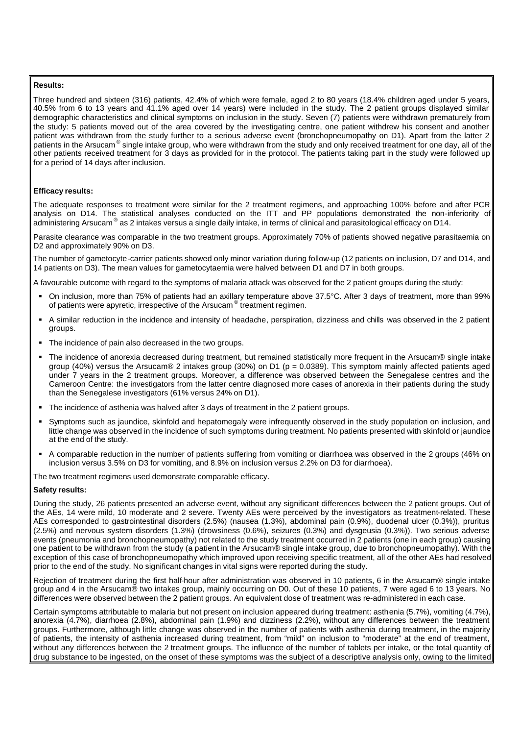**Results:**

Three hundred and sixteen (316) patients, 42.4% of which were female, aged 2 to 80 years (18.4% children aged under 5 years, 40.5% from 6 to 13 years and 41.1% aged over 14 years) were included in the study. The 2 patient groups displayed similar demographic characteristics and clinical symptoms on inclusion in the study. Seven (7) patients were withdrawn prematurely from the study: 5 patients moved out of the area covered by the investigating centre, one patient withdrew his consent and another patient was withdrawn from the study further to a serious adverse event (bronchopneumopathy on D1). Apart from the latter 2 patients in the Arsucam® single intake group, who were withdrawn from the study and only received treatment for one day, all of the other patients received treatment for 3 days as provided for in the protocol. The patients taking part in the study were followed up for a period of 14 days after inclusion.

**Efficacy results:**

The adequate responses to treatment were similar for the 2 treatment regimens, and approaching 100% before and after PCR analysis on D14. The statistical analyses conducted on the ITT and PP populations demonstrated the non-inferiority of administering Arsucam® as 2 intakes versus a single daily intake, in terms of clinical and parasitological efficacy on D14.

Parasite clearance was comparable in the two treatment groups. Approximately 70% of patients showed negative parasitaemia on D2 and approximately 90% on D3.

The number of gametocyte-carrier patients showed only minor variation during follow-up (12 patients on inclusion, D7 and D14, and 14 patients on D3). The mean values for gametocytaemia were halved between D1 and D7 in both groups.

A favourable outcome with regard to the symptoms of malaria attack was observed for the 2 patient groups during the study:

- On inclusion, more than 75% of patients had an axillary temperature above 37.5°C. After 3 days of treatment, more than 99% of patients were apyretic, irrespective of the Arsucam® treatment regimen.
- A similar reduction in the incidence and intensity of headache, perspiration, dizziness and chills was observed in the 2 patient groups.
- The incidence of pain also decreased in the two groups.
- The incidence of anorexia decreased during treatment, but remained statistically more frequent in the Arsucam® single intake group (40%) versus the Arsucam® 2 intakes group (30%) on D1 ($p = 0.0389$). This symptom mainly affected patients aged under 7 years in the 2 treatment groups. Moreover, a difference was observed between the Senegalese centres and the Cameroon Centre: the investigators from the latter centre diagnosed more cases of anorexia in their patients during the study than the Senegalese investigators (61% versus 24% on D1).
- The incidence of asthenia was halved after 3 days of treatment in the 2 patient groups.
- Symptoms such as jaundice, skinfold and hepatomegaly were infrequently observed in the study population on inclusion, and little change was observed in the incidence of such symptoms during treatment. No patients presented with skinfold or jaundice at the end of the study.
- A comparable reduction in the number of patients suffering from vomiting or diarrhoea was observed in the 2 groups (46% on inclusion versus 3.5% on D3 for vomiting, and 8.9% on inclusion versus 2.2% on D3 for diarrhoea).

The two treatment regimens used demonstrate comparable efficacy.

**Safety results:**

During the study, 26 patients presented an adverse event, without any significant differences between the 2 patient groups. Out of the AEs, 14 were mild, 10 moderate and 2 severe. Twenty AEs were perceived by the investigators as treatment-related. These AEs corresponded to gastrointestinal disorders (2.5%) (nausea (1.3%), abdominal pain (0.9%), duodenal ulcer (0.3%)), pruritus (2.5%) and nervous system disorders (1.3%) (drowsiness (0.6%), seizures (0.3%) and dysgeusia (0.3%)). Two serious adverse events (pneumonia and bronchopneumopathy) not related to the study treatment occurred in 2 patients (one in each group) causing one patient to be withdrawn from the study (a patient in the Arsucam® single intake group, due to bronchopneumopathy). With the exception of this case of bronchopneumopathy which improved upon receiving specific treatment, all of the other AEs had resolved prior to the end of the study. No significant changes in vital signs were reported during the study.

Rejection of treatment during the first half-hour after administration was observed in 10 patients, 6 in the Arsucam® single intake group and 4 in the Arsucam® two intakes group, mainly occurring on D0. Out of these 10 patients, 7 were aged 6 to 13 years. No differences were observed between the 2 patient groups. An equivalent dose of treatment was re-administered in each case.

Certain symptoms attributable to malaria but not present on inclusion appeared during treatment: asthenia (5.7%), vomiting (4.7%), anorexia (4.7%), diarrhoea (2.8%), abdominal pain (1.9%) and dizziness (2.2%), without any differences between the treatment groups. Furthermore, although little change was observed in the number of patients with asthenia during treatment, in the majority of patients, the intensity of asthenia increased during treatment, from "mild" on inclusion to "moderate" at the end of treatment, without any differences between the 2 treatment groups. The influence of the number of tablets per intake, or the total quantity of drug substance to be ingested, on the onset of these symptoms was the subject of a descriptive analysis only, owing to the limited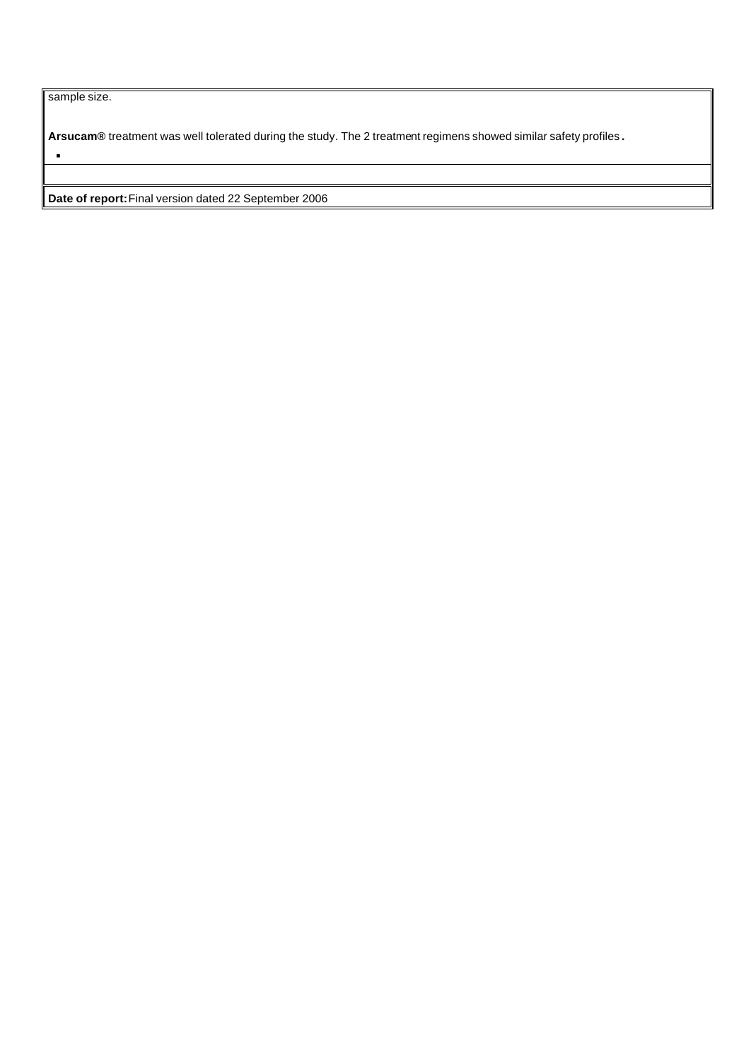sample size.

**Arsucam®** treatment was well tolerated during the study. The 2 treatment regimens showed similar safety profiles**.**

**Date of report:** Final version dated 22 September 2006